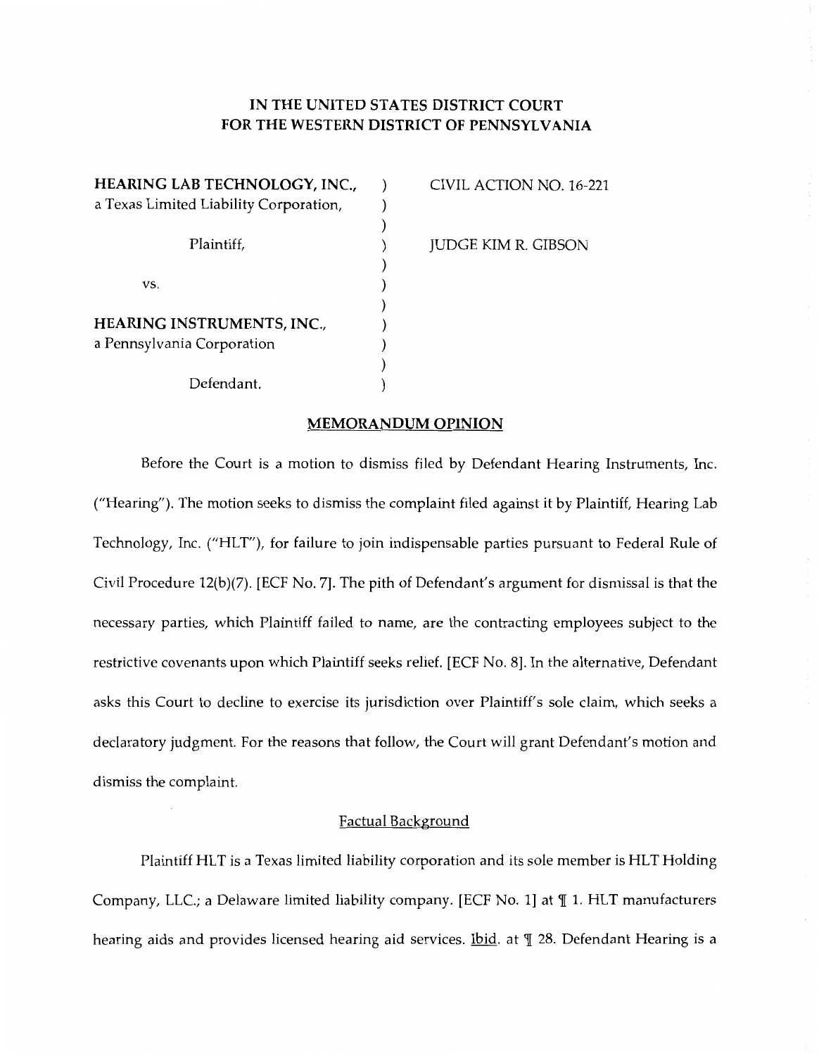# IN THE UNITED STATES DISTRICT COURT FOR THE WESTERN DISTRICT OF PENNSYLVANIA

| | | |
|---|---|---|
| **HEARING LAB TECHNOLOGY, INC.,** a Texas Limited Liability Corporation, | ) | CIVIL ACTION NO. 16-221 |
| Plaintiff, | ) | JUDGE KIM R. GIBSON |
| vs. | ) | |
| **HEARING INSTRUMENTS, INC.,** a Pennsylvania Corporation | ) | |
| Defendant. | ) | |

## MEMORANDUM OPINION

Before the Court is a motion to dismiss filed by Defendant Hearing Instruments, Inc. ("Hearing"). The motion seeks to dismiss the complaint filed against it by Plaintiff, Hearing Lab Technology, Inc. ("HLT"), for failure to join indispensable parties pursuant to Federal Rule of Civil Procedure 12(b)(7). [ECF No. 7]. The pith of Defendant's argument for dismissal is that the necessary parties, which Plaintiff failed to name, are the contracting employees subject to the restrictive covenants upon which Plaintiff seeks relief. [ECF No. 8]. In the alternative, Defendant asks this Court to decline to exercise its jurisdiction over Plaintiff's sole claim, which seeks a declaratory judgment. For the reasons that follow, the Court will grant Defendant's motion and dismiss the complaint.

### Factual Background

Plaintiff HLT is a Texas limited liability corporation and its sole member is HLT Holding Company, LLC.; a Delaware limited liability company. [ECF No. 1] at ¶ 1. HLT manufacturers hearing aids and provides licensed hearing aid services. Ibid. at ¶ 28. Defendant Hearing is a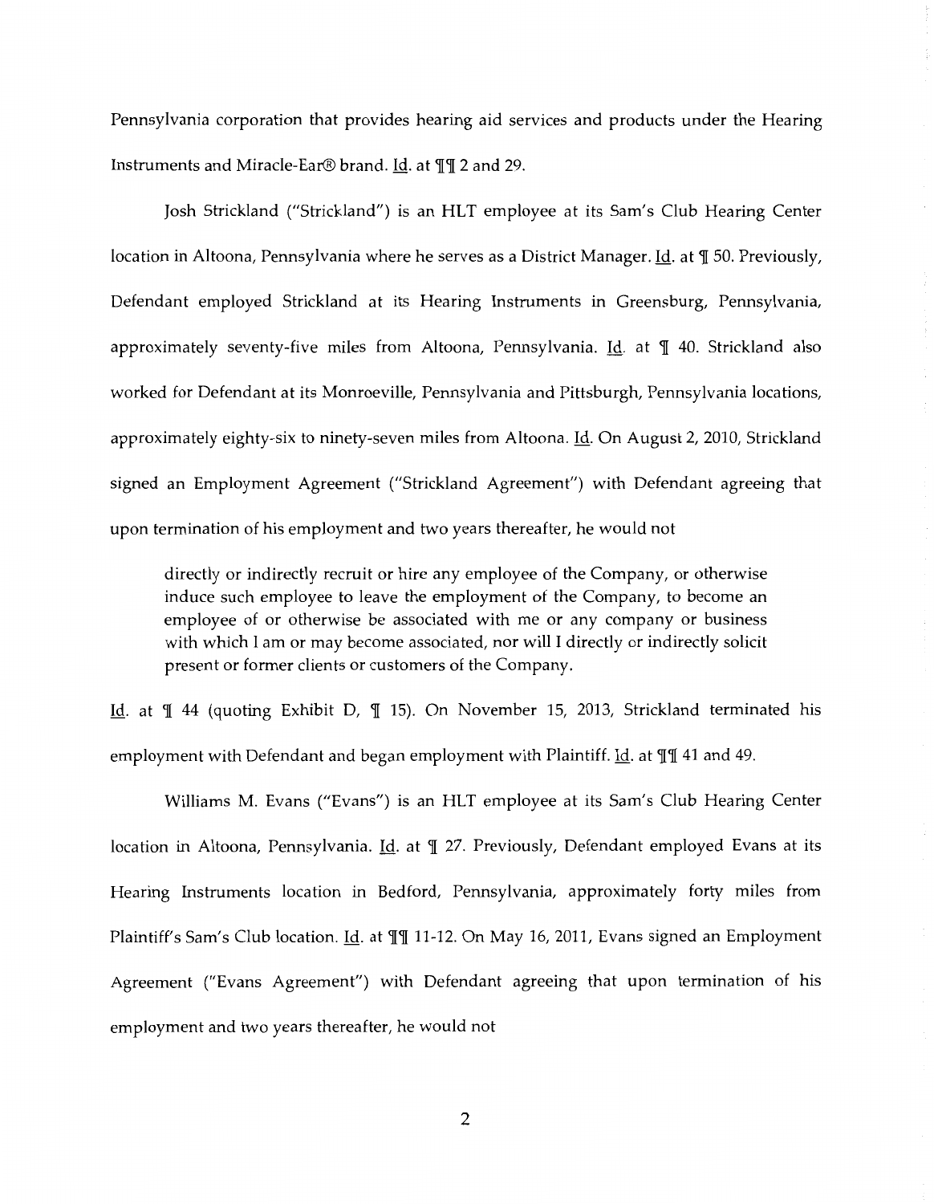Pennsylvania corporation that provides hearing aid services and products under the Hearing Instruments and Miracle-Ear® brand. Id. at ¶¶ 2 and 29.

Josh Strickland ("Strickland") is an HLT employee at its Sam's Club Hearing Center location in Altoona, Pennsylvania where he serves as a District Manager. Id. at ¶ 50. Previously, Defendant employed Strickland at its Hearing Instruments in Greensburg, Pennsylvania, approximately seventy-five miles from Altoona, Pennsylvania. Id. at ¶ 40. Strickland also worked for Defendant at its Monroeville, Pennsylvania and Pittsburgh, Pennsylvania locations, approximately eighty-six to ninety-seven miles from Altoona. Id. On August 2, 2010, Strickland signed an Employment Agreement ("Strickland Agreement") with Defendant agreeing that upon termination of his employment and two years thereafter, he would not

> directly or indirectly recruit or hire any employee of the Company, or otherwise induce such employee to leave the employment of the Company, to become an employee of or otherwise be associated with me or any company or business with which I am or may become associated, nor will I directly or indirectly solicit present or former clients or customers of the Company.

Id. at ¶ 44 (quoting Exhibit D, ¶ 15). On November 15, 2013, Strickland terminated his employment with Defendant and began employment with Plaintiff. Id. at ¶¶ 41 and 49.

Williams M. Evans ("Evans") is an HLT employee at its Sam's Club Hearing Center location in Altoona, Pennsylvania. Id. at ¶ 27. Previously, Defendant employed Evans at its Hearing Instruments location in Bedford, Pennsylvania, approximately forty miles from Plaintiff's Sam's Club location. Id. at ¶¶ 11-12. On May 16, 2011, Evans signed an Employment Agreement ("Evans Agreement") with Defendant agreeing that upon termination of his employment and two years thereafter, he would not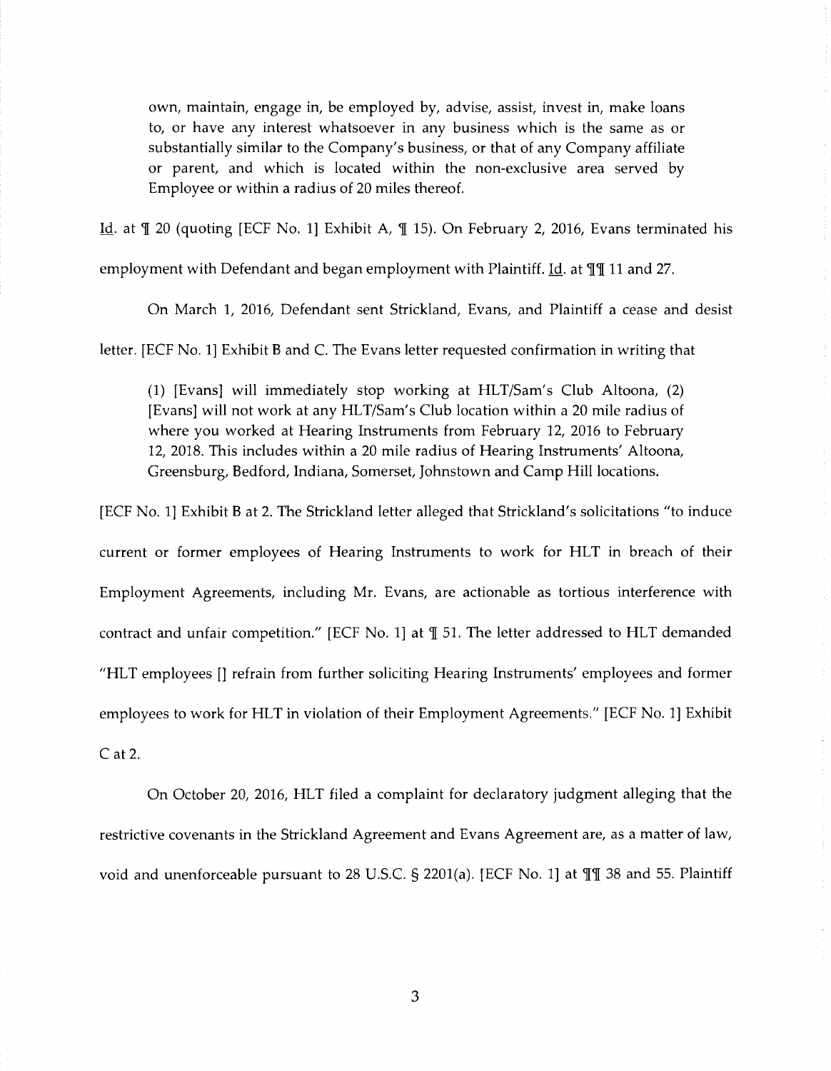> own, maintain, engage in, be employed by, advise, assist, invest in, make loans to, or have any interest whatsoever in any business which is the same as or substantially similar to the Company's business, or that of any Company affiliate or parent, and which is located within the non-exclusive area served by Employee or within a radius of 20 miles thereof.

Id. at ¶ 20 (quoting [ECF No. 1] Exhibit A, ¶ 15). On February 2, 2016, Evans terminated his employment with Defendant and began employment with Plaintiff. Id. at ¶¶ 11 and 27.

On March 1, 2016, Defendant sent Strickland, Evans, and Plaintiff a cease and desist letter. [ECF No. 1] Exhibit B and C. The Evans letter requested confirmation in writing that

> (1) [Evans] will immediately stop working at HLT/Sam's Club Altoona, (2) [Evans] will not work at any HLT/Sam's Club location within a 20 mile radius of where you worked at Hearing Instruments from February 12, 2016 to February 12, 2018. This includes within a 20 mile radius of Hearing Instruments' Altoona, Greensburg, Bedford, Indiana, Somerset, Johnstown and Camp Hill locations.

[ECF No. 1] Exhibit B at 2. The Strickland letter alleged that Strickland's solicitations "to induce current or former employees of Hearing Instruments to work for HLT in breach of their Employment Agreements, including Mr. Evans, are actionable as tortious interference with contract and unfair competition." [ECF No. 1] at ¶ 51. The letter addressed to HLT demanded "HLT employees [] refrain from further soliciting Hearing Instruments' employees and former employees to work for HLT in violation of their Employment Agreements." [ECF No. 1] Exhibit C at 2.

On October 20, 2016, HLT filed a complaint for declaratory judgment alleging that the restrictive covenants in the Strickland Agreement and Evans Agreement are, as a matter of law, void and unenforceable pursuant to 28 U.S.C. § 2201(a). [ECF No. 1] at ¶¶ 38 and 55. Plaintiff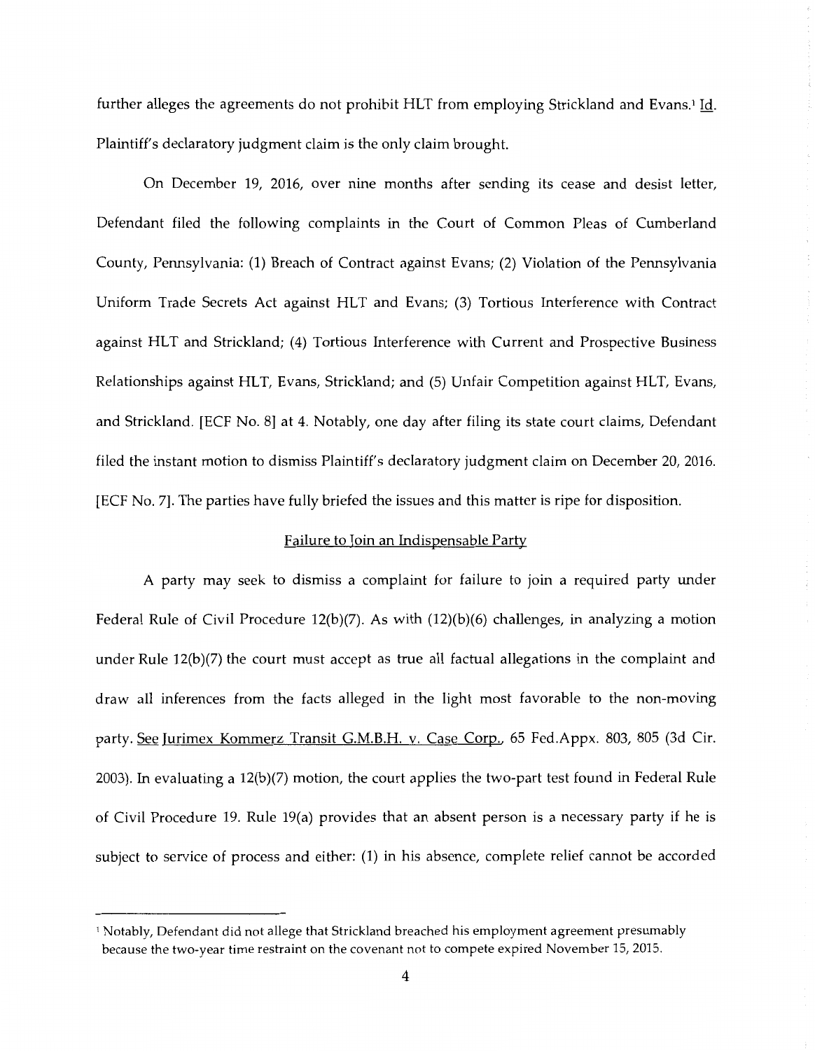further alleges the agreements do not prohibit HLT from employing Strickland and Evans.[1] Id. Plaintiff's declaratory judgment claim is the only claim brought.

On December 19, 2016, over nine months after sending its cease and desist letter, Defendant filed the following complaints in the Court of Common Pleas of Cumberland County, Pennsylvania: (1) Breach of Contract against Evans; (2) Violation of the Pennsylvania Uniform Trade Secrets Act against HLT and Evans; (3) Tortious Interference with Contract against HLT and Strickland; (4) Tortious Interference with Current and Prospective Business Relationships against HLT, Evans, Strickland; and (5) Unfair Competition against HLT, Evans, and Strickland. [ECF No. 8] at 4. Notably, one day after filing its state court claims, Defendant filed the instant motion to dismiss Plaintiff's declaratory judgment claim on December 20, 2016. [ECF No. 7]. The parties have fully briefed the issues and this matter is ripe for disposition.

## Failure to Join an Indispensable Party

A party may seek to dismiss a complaint for failure to join a required party under Federal Rule of Civil Procedure 12(b)(7). As with (12)(b)(6) challenges, in analyzing a motion under Rule 12(b)(7) the court must accept as true all factual allegations in the complaint and draw all inferences from the facts alleged in the light most favorable to the non-moving party. See Jurimex Kommerz Transit G.M.B.H. v. Case Corp., 65 Fed.Appx. 803, 805 (3d Cir. 2003). In evaluating a 12(b)(7) motion, the court applies the two-part test found in Federal Rule of Civil Procedure 19. Rule 19(a) provides that an absent person is a necessary party if he is subject to service of process and either: (1) in his absence, complete relief cannot be accorded

---

[1] Notably, Defendant did not allege that Strickland breached his employment agreement presumably because the two-year time restraint on the covenant not to compete expired November 15, 2015.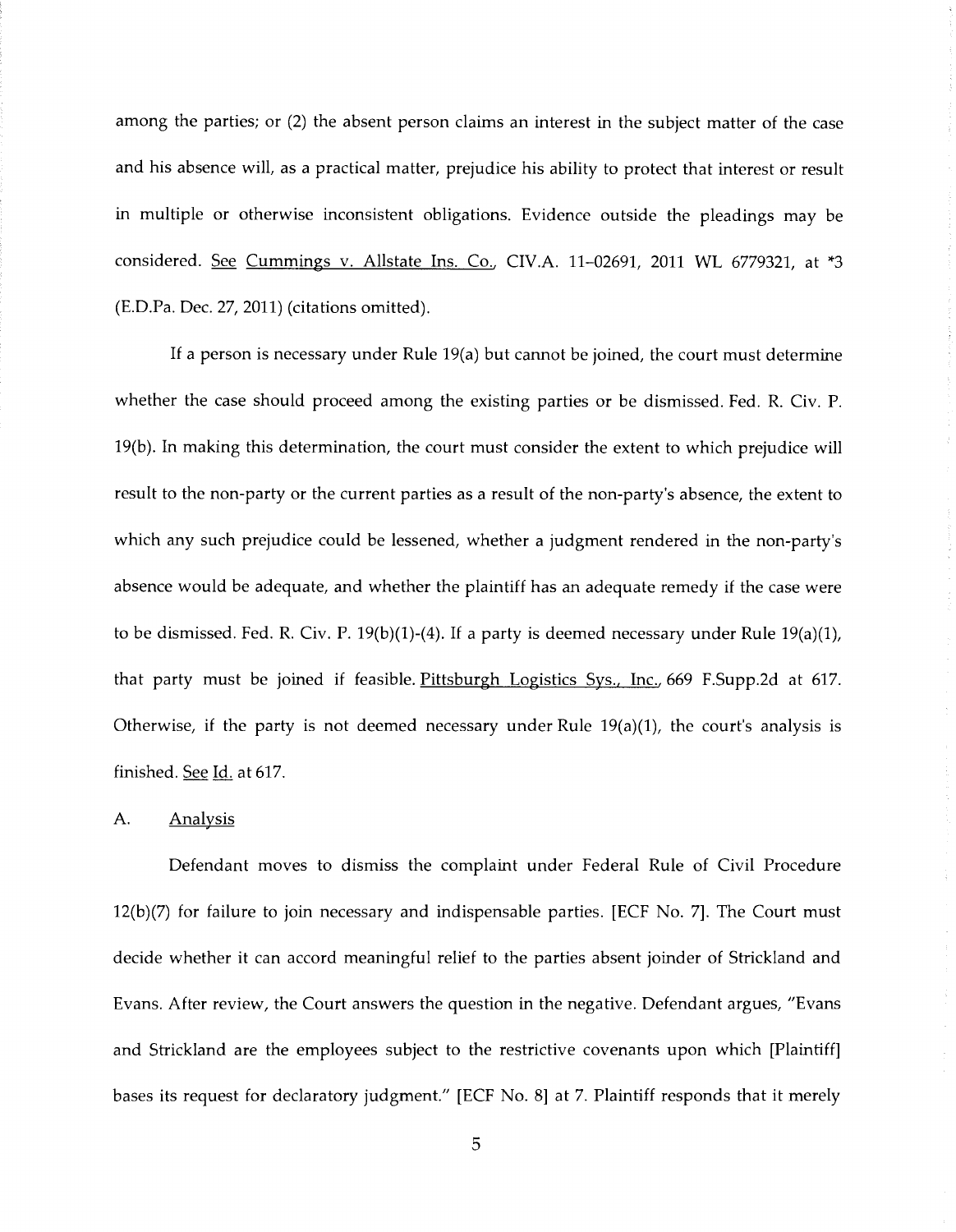among the parties; or (2) the absent person claims an interest in the subject matter of the case and his absence will, as a practical matter, prejudice his ability to protect that interest or result in multiple or otherwise inconsistent obligations. Evidence outside the pleadings may be considered. See Cummings v. Allstate Ins. Co., CIV.A. 11-02691, 2011 WL 6779321, at *3 (E.D.Pa. Dec. 27, 2011) (citations omitted).

If a person is necessary under Rule 19(a) but cannot be joined, the court must determine whether the case should proceed among the existing parties or be dismissed. Fed. R. Civ. P. 19(b). In making this determination, the court must consider the extent to which prejudice will result to the non-party or the current parties as a result of the non-party's absence, the extent to which any such prejudice could be lessened, whether a judgment rendered in the non-party's absence would be adequate, and whether the plaintiff has an adequate remedy if the case were to be dismissed. Fed. R. Civ. P. 19(b)(1)-(4). If a party is deemed necessary under Rule 19(a)(1), that party must be joined if feasible. Pittsburgh Logistics Sys., Inc., 669 F.Supp.2d at 617. Otherwise, if the party is not deemed necessary under Rule 19(a)(1), the court's analysis is finished. See Id. at 617.

A. Analysis

Defendant moves to dismiss the complaint under Federal Rule of Civil Procedure 12(b)(7) for failure to join necessary and indispensable parties. [ECF No. 7]. The Court must decide whether it can accord meaningful relief to the parties absent joinder of Strickland and Evans. After review, the Court answers the question in the negative. Defendant argues, "Evans and Strickland are the employees subject to the restrictive covenants upon which [Plaintiff] bases its request for declaratory judgment." [ECF No. 8] at 7. Plaintiff responds that it merely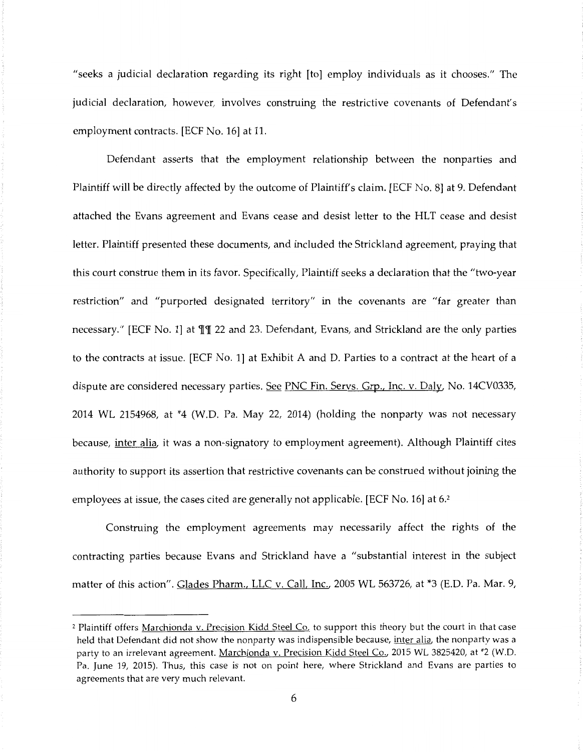"seeks a judicial declaration regarding its right [to] employ individuals as it chooses." The judicial declaration, however, involves construing the restrictive covenants of Defendant's employment contracts. [ECF No. 16] at 11.

Defendant asserts that the employment relationship between the nonparties and Plaintiff will be directly affected by the outcome of Plaintiff's claim. [ECF No. 8] at 9. Defendant attached the Evans agreement and Evans cease and desist letter to the HLT cease and desist letter. Plaintiff presented these documents, and included the Strickland agreement, praying that this court construe them in its favor. Specifically, Plaintiff seeks a declaration that the "two-year restriction" and "purported designated territory" in the covenants are "far greater than necessary." [ECF No. 1] at ¶¶ 22 and 23. Defendant, Evans, and Strickland are the only parties to the contracts at issue. [ECF No. 1] at Exhibit A and D. Parties to a contract at the heart of a dispute are considered necessary parties. See PNC Fin. Servs. Grp., Inc. v. Daly, No. 14CV0335, 2014 WL 2154968, at *4 (W.D. Pa. May 22, 2014) (holding the nonparty was not necessary because, inter alia, it was a non-signatory to employment agreement). Although Plaintiff cites authority to support its assertion that restrictive covenants can be construed without joining the employees at issue, the cases cited are generally not applicable. [ECF No. 16] at 6.[2]

Construing the employment agreements may necessarily affect the rights of the contracting parties because Evans and Strickland have a "substantial interest in the subject matter of this action". Glades Pharm., LLC v. Call, Inc., 2005 WL 563726, at *3 (E.D. Pa. Mar. 9,

---

[2] Plaintiff offers Marchionda v. Precision Kidd Steel Co. to support this theory but the court in that case held that Defendant did not show the nonparty was indispensible because, inter alia, the nonparty was a party to an irrelevant agreement. Marchionda v. Precision Kidd Steel Co., 2015 WL 3825420, at *2 (W.D. Pa. June 19, 2015). Thus, this case is not on point here, where Strickland and Evans are parties to agreements that are very much relevant.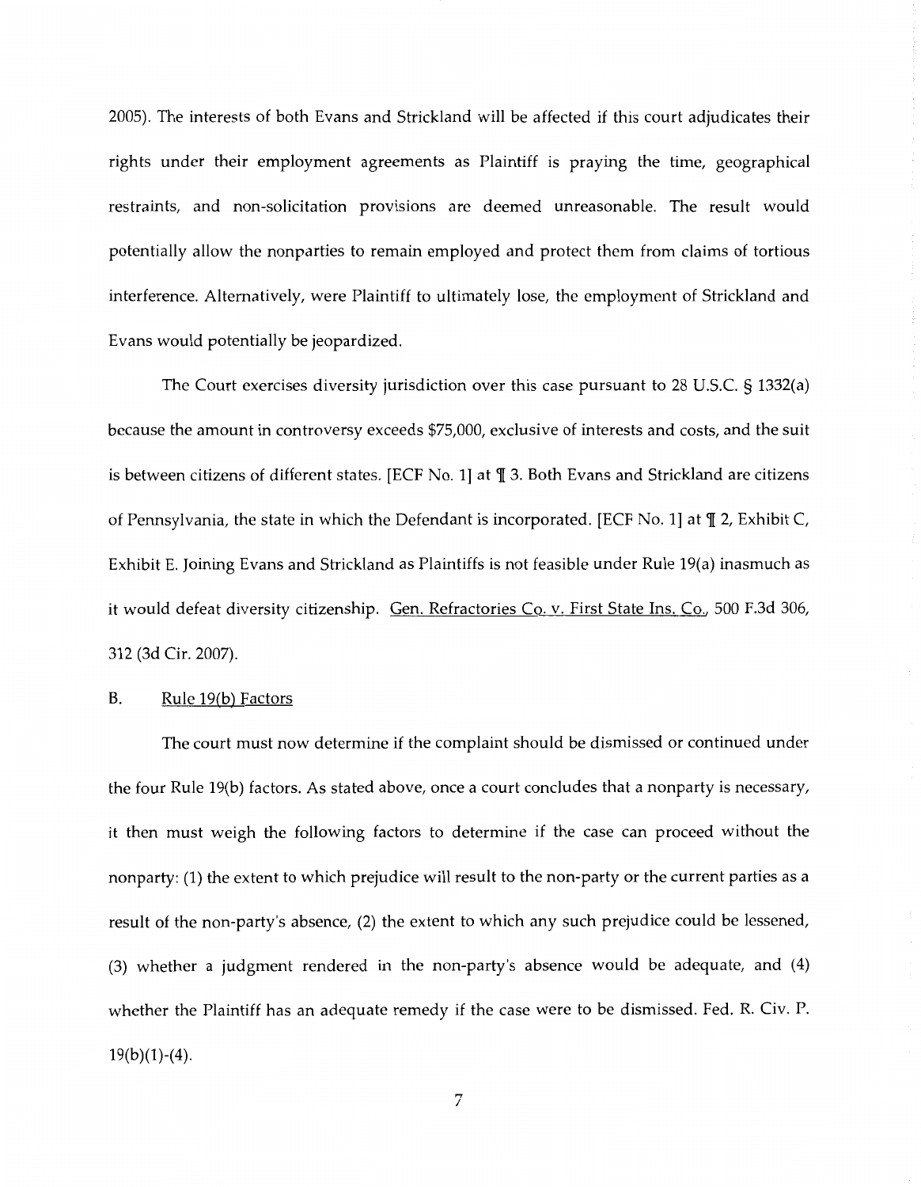2005). The interests of both Evans and Strickland will be affected if this court adjudicates their rights under their employment agreements as Plaintiff is praying the time, geographical restraints, and non-solicitation provisions are deemed unreasonable. The result would potentially allow the nonparties to remain employed and protect them from claims of tortious interference. Alternatively, were Plaintiff to ultimately lose, the employment of Strickland and Evans would potentially be jeopardized.

The Court exercises diversity jurisdiction over this case pursuant to 28 U.S.C. § 1332(a) because the amount in controversy exceeds $75,000, exclusive of interests and costs, and the suit is between citizens of different states. [ECF No. 1] at ¶ 3. Both Evans and Strickland are citizens of Pennsylvania, the state in which the Defendant is incorporated. [ECF No. 1] at ¶ 2, Exhibit C, Exhibit E. Joining Evans and Strickland as Plaintiffs is not feasible under Rule 19(a) inasmuch as it would defeat diversity citizenship. Gen. Refractories Co. v. First State Ins. Co., 500 F.3d 306, 312 (3d Cir. 2007).

B. Rule 19(b) Factors

The court must now determine if the complaint should be dismissed or continued under the four Rule 19(b) factors. As stated above, once a court concludes that a nonparty is necessary, it then must weigh the following factors to determine if the case can proceed without the nonparty: (1) the extent to which prejudice will result to the non-party or the current parties as a result of the non-party's absence, (2) the extent to which any such prejudice could be lessened, (3) whether a judgment rendered in the non-party's absence would be adequate, and (4) whether the Plaintiff has an adequate remedy if the case were to be dismissed. Fed. R. Civ. P. 19(b)(1)-(4).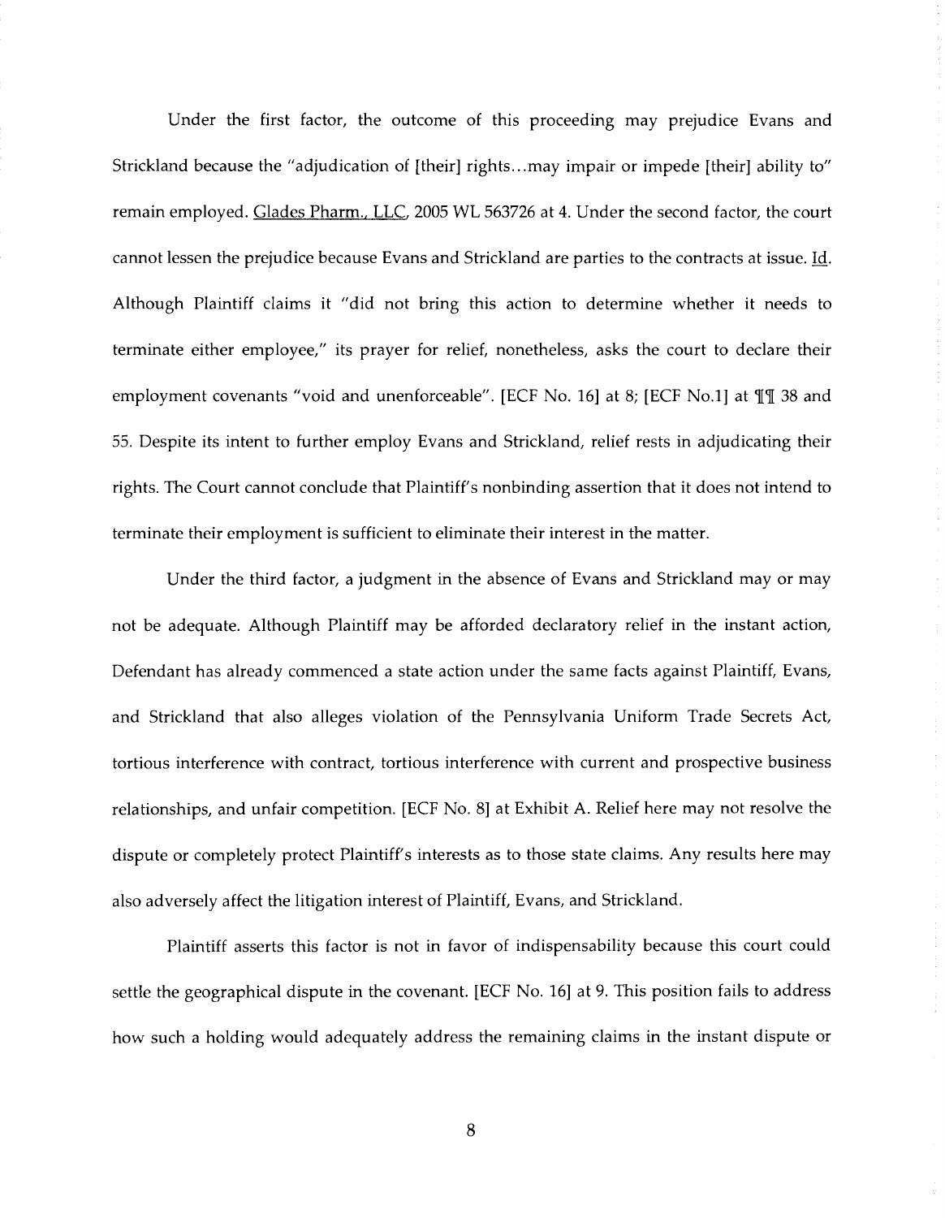Under the first factor, the outcome of this proceeding may prejudice Evans and Strickland because the "adjudication of [their] rights...may impair or impede [their] ability to" remain employed. Glades Pharm., LLC, 2005 WL 563726 at 4. Under the second factor, the court cannot lessen the prejudice because Evans and Strickland are parties to the contracts at issue. Id. Although Plaintiff claims it "did not bring this action to determine whether it needs to terminate either employee," its prayer for relief, nonetheless, asks the court to declare their employment covenants "void and unenforceable". [ECF No. 16] at 8; [ECF No.1] at ¶¶ 38 and 55. Despite its intent to further employ Evans and Strickland, relief rests in adjudicating their rights. The Court cannot conclude that Plaintiff's nonbinding assertion that it does not intend to terminate their employment is sufficient to eliminate their interest in the matter.

Under the third factor, a judgment in the absence of Evans and Strickland may or may not be adequate. Although Plaintiff may be afforded declaratory relief in the instant action, Defendant has already commenced a state action under the same facts against Plaintiff, Evans, and Strickland that also alleges violation of the Pennsylvania Uniform Trade Secrets Act, tortious interference with contract, tortious interference with current and prospective business relationships, and unfair competition. [ECF No. 8] at Exhibit A. Relief here may not resolve the dispute or completely protect Plaintiff's interests as to those state claims. Any results here may also adversely affect the litigation interest of Plaintiff, Evans, and Strickland.

Plaintiff asserts this factor is not in favor of indispensability because this court could settle the geographical dispute in the covenant. [ECF No. 16] at 9. This position fails to address how such a holding would adequately address the remaining claims in the instant dispute or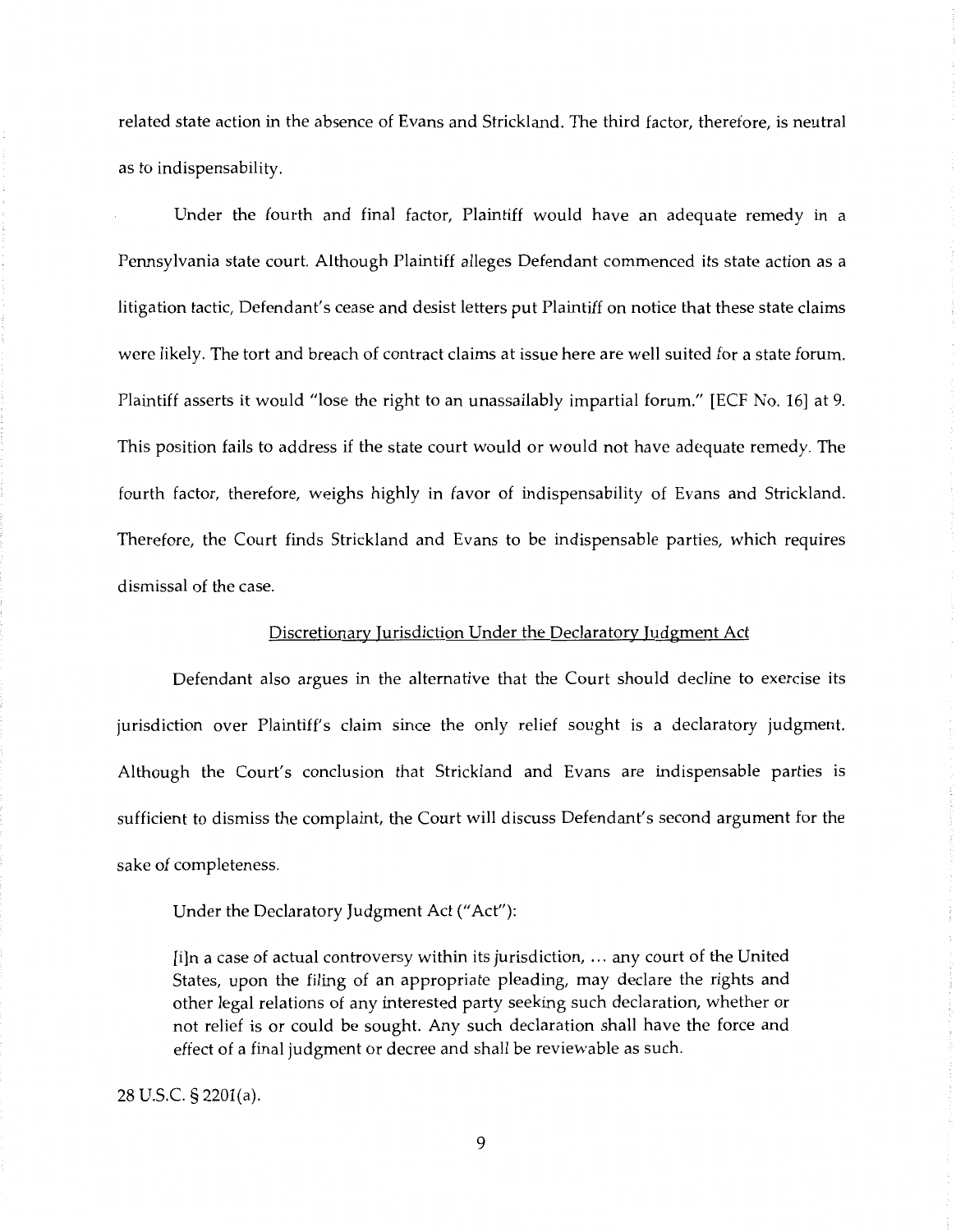related state action in the absence of Evans and Strickland. The third factor, therefore, is neutral as to indispensability.

Under the fourth and final factor, Plaintiff would have an adequate remedy in a Pennsylvania state court. Although Plaintiff alleges Defendant commenced its state action as a litigation tactic, Defendant's cease and desist letters put Plaintiff on notice that these state claims were likely. The tort and breach of contract claims at issue here are well suited for a state forum. Plaintiff asserts it would "lose the right to an unassailably impartial forum." [ECF No. 16] at 9. This position fails to address if the state court would or would not have adequate remedy. The fourth factor, therefore, weighs highly in favor of indispensability of Evans and Strickland. Therefore, the Court finds Strickland and Evans to be indispensable parties, which requires dismissal of the case.

<u>Discretionary Jurisdiction Under the Declaratory Judgment Act</u>

Defendant also argues in the alternative that the Court should decline to exercise its jurisdiction over Plaintiff's claim since the only relief sought is a declaratory judgment. Although the Court's conclusion that Strickland and Evans are indispensable parties is sufficient to dismiss the complaint, the Court will discuss Defendant's second argument for the sake of completeness.

Under the Declaratory Judgment Act ("Act"):

> [i]n a case of actual controversy within its jurisdiction, ... any court of the United States, upon the filing of an appropriate pleading, may declare the rights and other legal relations of any interested party seeking such declaration, whether or not relief is or could be sought. Any such declaration shall have the force and effect of a final judgment or decree and shall be reviewable as such.

28 U.S.C. § 2201(a).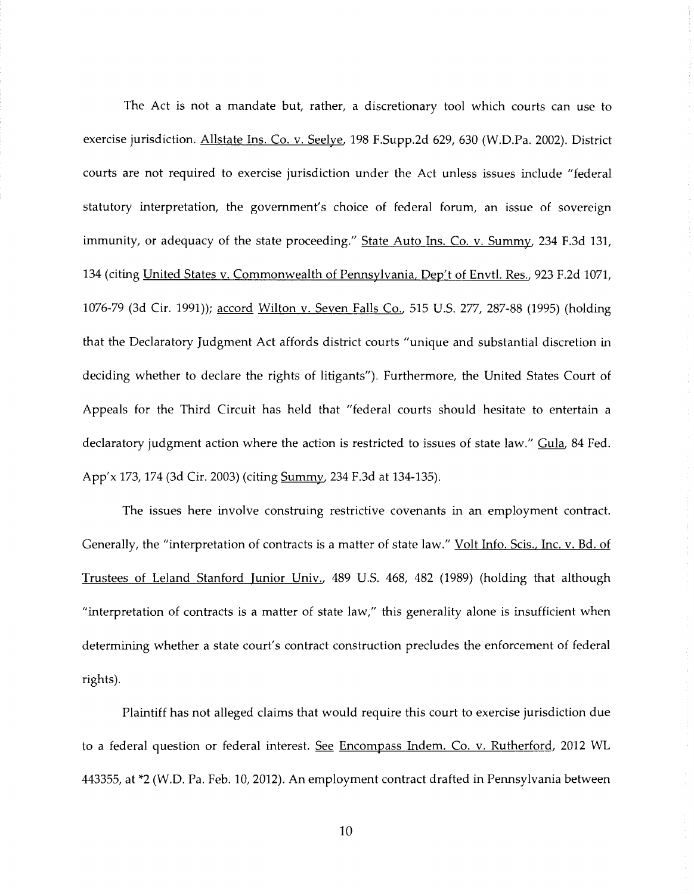The Act is not a mandate but, rather, a discretionary tool which courts can use to exercise jurisdiction. Allstate Ins. Co. v. Seelye, 198 F.Supp.2d 629, 630 (W.D.Pa. 2002). District courts are not required to exercise jurisdiction under the Act unless issues include "federal statutory interpretation, the government's choice of federal forum, an issue of sovereign immunity, or adequacy of the state proceeding." State Auto Ins. Co. v. Summy, 234 F.3d 131, 134 (citing United States v. Commonwealth of Pennsylvania, Dep't of Envtl. Res., 923 F.2d 1071, 1076-79 (3d Cir. 1991)); accord Wilton v. Seven Falls Co., 515 U.S. 277, 287-88 (1995) (holding that the Declaratory Judgment Act affords district courts "unique and substantial discretion in deciding whether to declare the rights of litigants"). Furthermore, the United States Court of Appeals for the Third Circuit has held that "federal courts should hesitate to entertain a declaratory judgment action where the action is restricted to issues of state law." Gula, 84 Fed. App'x 173, 174 (3d Cir. 2003) (citing Summy, 234 F.3d at 134-135).

The issues here involve construing restrictive covenants in an employment contract. Generally, the "interpretation of contracts is a matter of state law." Volt Info. Scis., Inc. v. Bd. of Trustees of Leland Stanford Junior Univ., 489 U.S. 468, 482 (1989) (holding that although "interpretation of contracts is a matter of state law," this generality alone is insufficient when determining whether a state court's contract construction precludes the enforcement of federal rights).

Plaintiff has not alleged claims that would require this court to exercise jurisdiction due to a federal question or federal interest. See Encompass Indem. Co. v. Rutherford, 2012 WL 443355, at *2 (W.D. Pa. Feb. 10, 2012). An employment contract drafted in Pennsylvania between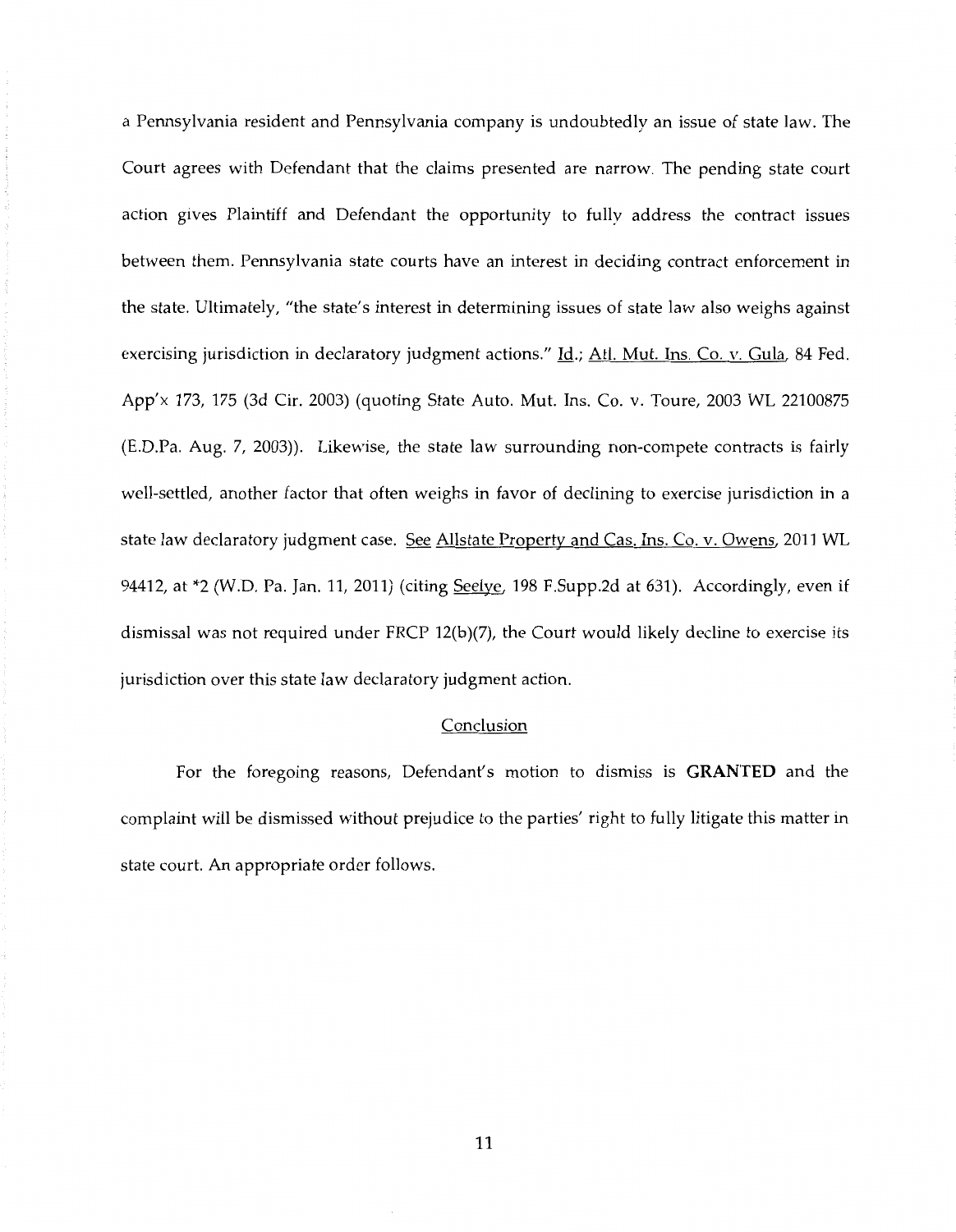a Pennsylvania resident and Pennsylvania company is undoubtedly an issue of state law. The Court agrees with Defendant that the claims presented are narrow. The pending state court action gives Plaintiff and Defendant the opportunity to fully address the contract issues between them. Pennsylvania state courts have an interest in deciding contract enforcement in the state. Ultimately, "the state's interest in determining issues of state law also weighs against exercising jurisdiction in declaratory judgment actions." Id.; Atl. Mut. Ins. Co. v. Gula, 84 Fed. App'x 173, 175 (3d Cir. 2003) (quoting State Auto. Mut. Ins. Co. v. Toure, 2003 WL 22100875 (E.D.Pa. Aug. 7, 2003)). Likewise, the state law surrounding non-compete contracts is fairly well-settled, another factor that often weighs in favor of declining to exercise jurisdiction in a state law declaratory judgment case. See Allstate Property and Cas. Ins. Co. v. Owens, 2011 WL 94412, at *2 (W.D. Pa. Jan. 11, 2011) (citing Seelye, 198 F.Supp.2d at 631). Accordingly, even if dismissal was not required under FRCP 12(b)(7), the Court would likely decline to exercise its jurisdiction over this state law declaratory judgment action.

## Conclusion

For the foregoing reasons, Defendant's motion to dismiss is **GRANTED** and the complaint will be dismissed without prejudice to the parties' right to fully litigate this matter in state court. An appropriate order follows.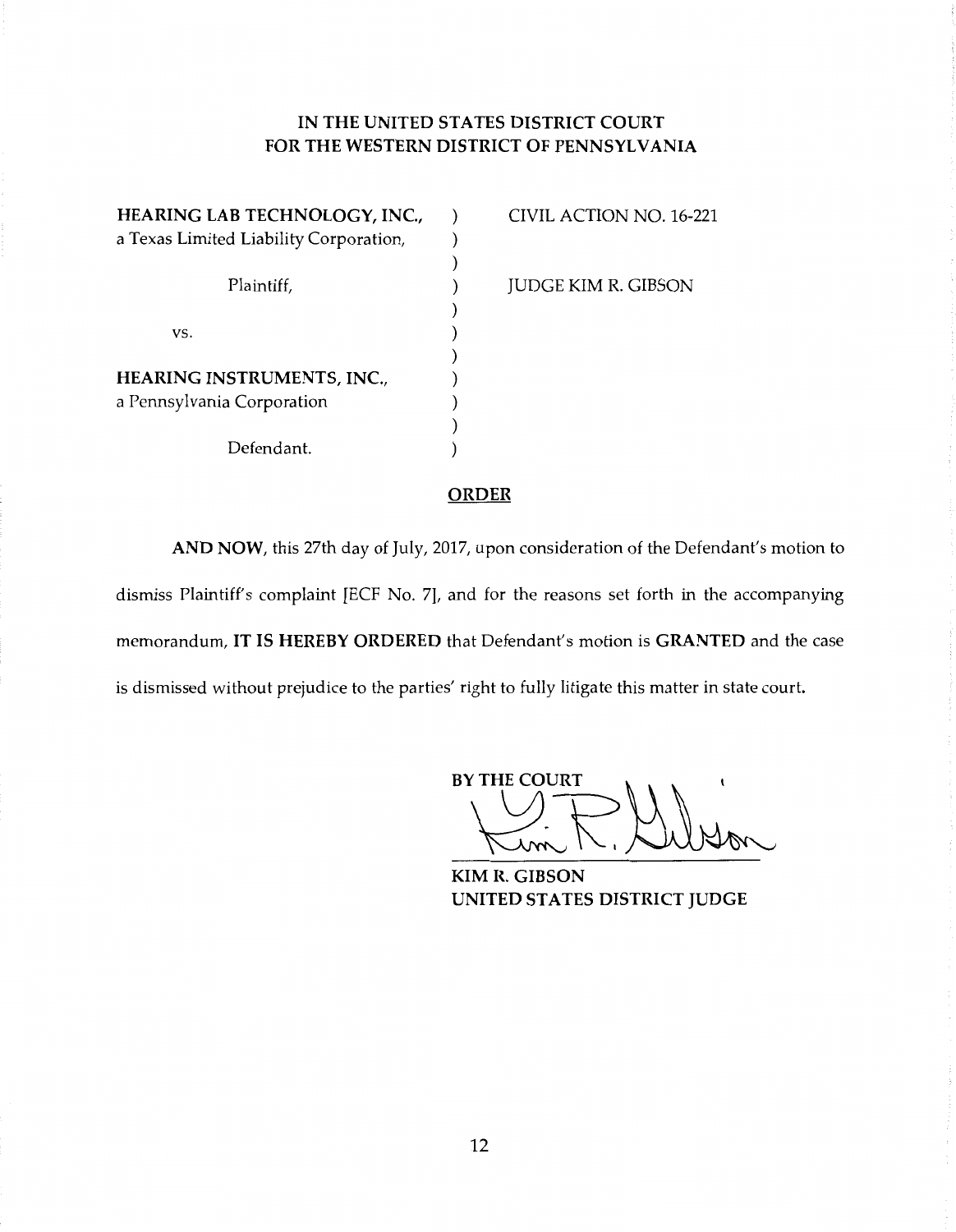**IN THE UNITED STATES DISTRICT COURT**
**FOR THE WESTERN DISTRICT OF PENNSYLVANIA**

| | | |
|---|---|---|
| **HEARING LAB TECHNOLOGY, INC.,** a Texas Limited Liability Corporation, | ) | CIVIL ACTION NO. 16-221 |
| Plaintiff, | ) | JUDGE KIM R. GIBSON |
| vs. | ) | |
| **HEARING INSTRUMENTS, INC.,** a Pennsylvania Corporation | ) | |
| Defendant. | ) | |

## ORDER

**AND NOW**, this 27th day of July, 2017, upon consideration of the Defendant's motion to dismiss Plaintiff's complaint [ECF No. 7], and for the reasons set forth in the accompanying memorandum, **IT IS HEREBY ORDERED** that Defendant's motion is **GRANTED** and the case is dismissed without prejudice to the parties' right to fully litigate this matter in state court.

**BY THE COURT**

**KIM R. GIBSON**
**UNITED STATES DISTRICT JUDGE**